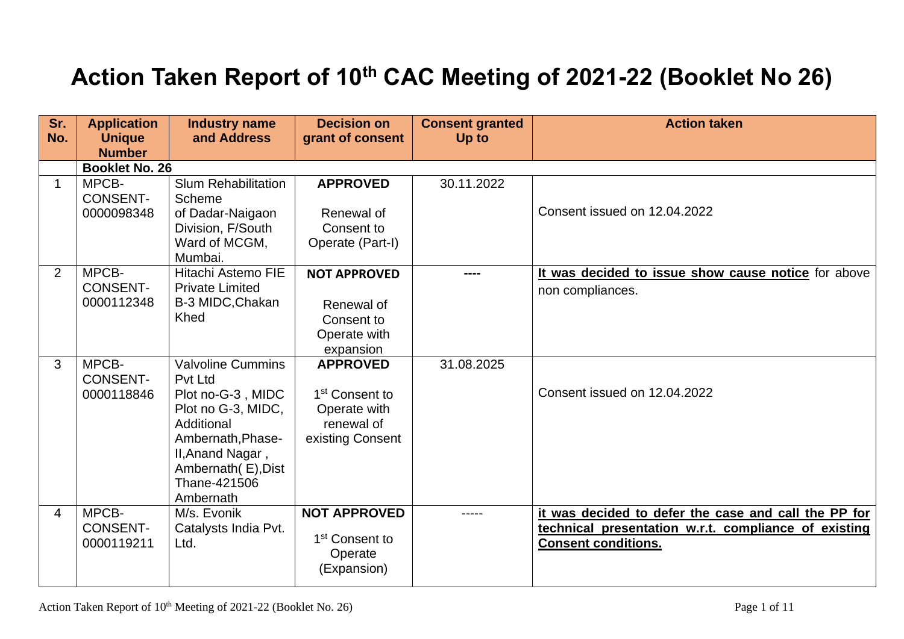# Action Taken Report of 10th CAC Meeting of 2021-22 (Booklet No 26)

| Sr. No. | Application Unique Number | Industry name and Address | Decision on grant of consent | Consent granted Up to | Action taken |
|---|---|---|---|---|---|
| | **Booklet No. 26** | | | | |
| 1 | MPCB-CONSENT-0000098348 | Slum Rehabilitation Scheme of Dadar-Naigaon Division, F/South Ward of MCGM, Mumbai. | **APPROVED** Renewal of Consent to Operate (Part-I) | 30.11.2022 | Consent issued on 12.04.2022 |
| 2 | MPCB-CONSENT-0000112348 | Hitachi Astemo FIE Private Limited B-3 MIDC,Chakan Khed | **NOT APPROVED** Renewal of Consent to Operate with expansion | ---- | **It was decided to issue show cause notice** for above non compliances. |
| 3 | MPCB-CONSENT-0000118846 | Valvoline Cummins Pvt Ltd Plot no-G-3 , MIDC Plot no G-3, MIDC, Additional Ambernath,Phase-II,Anand Nagar , Ambernath( E),Dist Thane-421506 Ambernath | **APPROVED** 1st Consent to Operate with renewal of existing Consent | 31.08.2025 | Consent issued on 12.04.2022 |
| 4 | MPCB-CONSENT-0000119211 | M/s. Evonik Catalysts India Pvt. Ltd. | **NOT APPROVED** 1st Consent to Operate (Expansion) | ----- | **it was decided to defer the case and call the PP for technical presentation w.r.t. compliance of existing Consent conditions.** |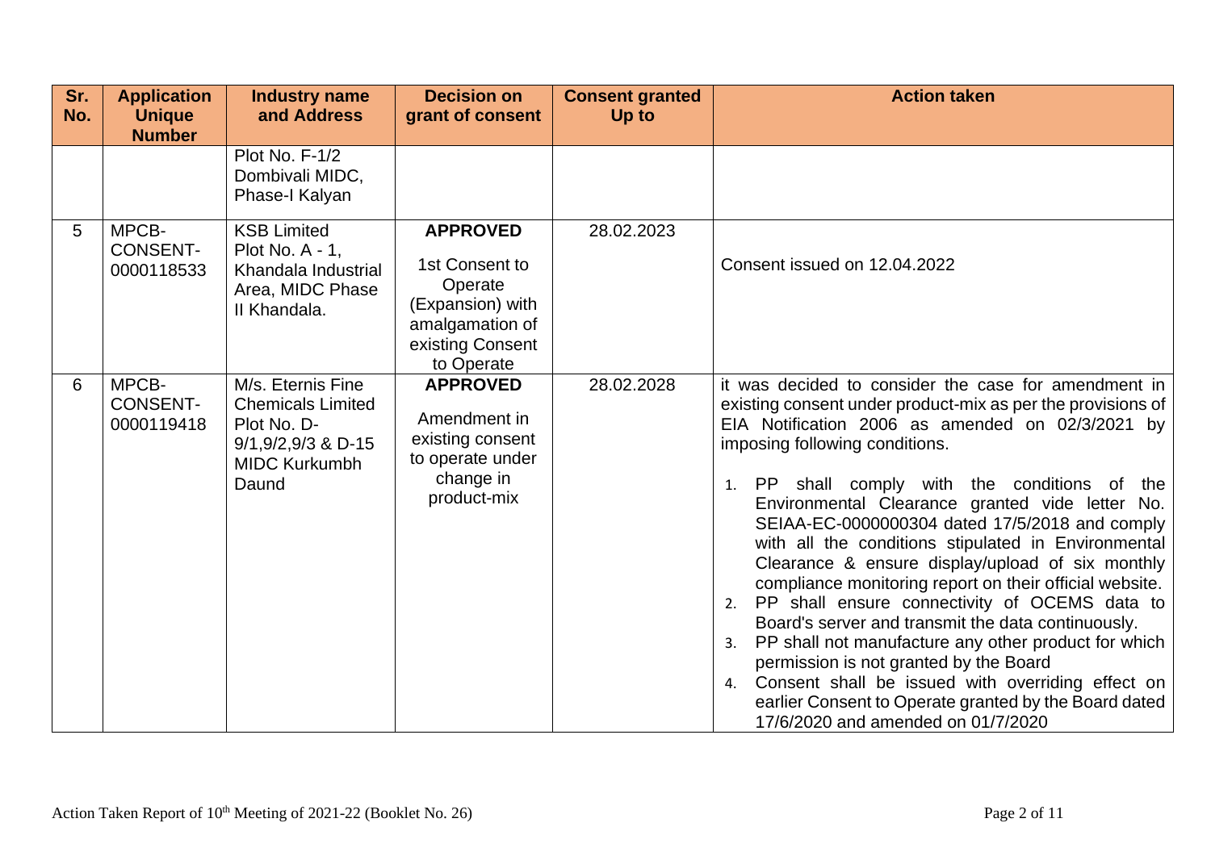| Sr. No. | Application Unique Number | Industry name and Address | Decision on grant of consent | Consent granted Up to | Action taken |
|---|---|---|---|---|---|
| | | Plot No. F-1/2 Dombivali MIDC, Phase-I Kalyan | | | |
| 5 | MPCB-CONSENT-0000118533 | KSB Limited Plot No. A - 1, Khandala Industrial Area, MIDC Phase II Khandala. | **APPROVED** 1st Consent to Operate (Expansion) with amalgamation of existing Consent to Operate | 28.02.2023 | Consent issued on 12.04.2022 |
| 6 | MPCB-CONSENT-0000119418 | M/s. Eternis Fine Chemicals Limited Plot No. D-9/1,9/2,9/3 & D-15 MIDC Kurkumbh Daund | **APPROVED** Amendment in existing consent to operate under change in product-mix | 28.02.2028 | it was decided to consider the case for amendment in existing consent under product-mix as per the provisions of EIA Notification 2006 as amended on 02/3/2021 by imposing following conditions.<br>1. PP shall comply with the conditions of the Environmental Clearance granted vide letter No. SEIAA-EC-0000000304 dated 17/5/2018 and comply with all the conditions stipulated in Environmental Clearance & ensure display/upload of six monthly compliance monitoring report on their official website.<br>2. PP shall ensure connectivity of OCEMS data to Board's server and transmit the data continuously.<br>3. PP shall not manufacture any other product for which permission is not granted by the Board<br>4. Consent shall be issued with overriding effect on earlier Consent to Operate granted by the Board dated 17/6/2020 and amended on 01/7/2020 |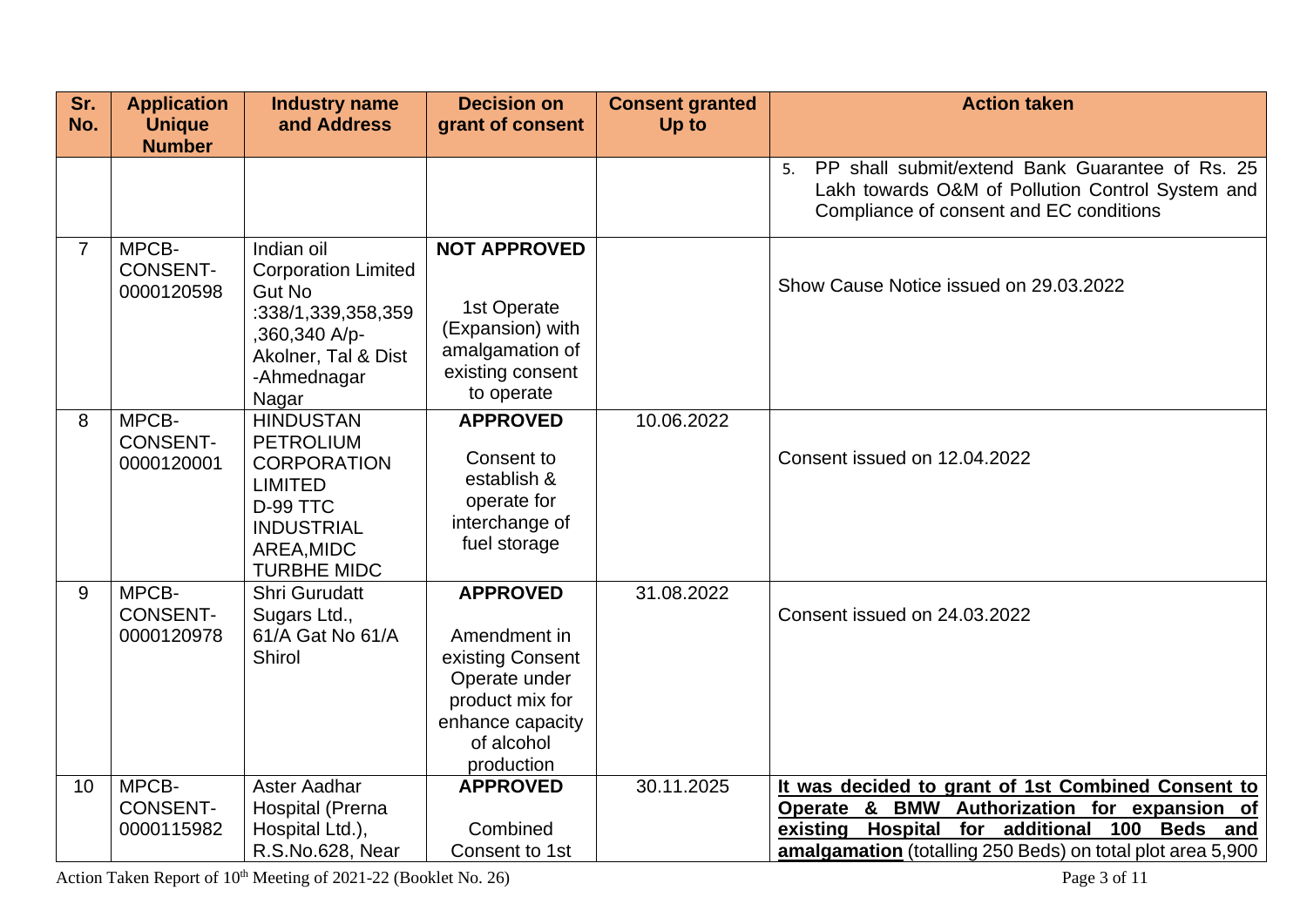| Sr. No. | Application Unique Number | Industry name and Address | Decision on grant of consent | Consent granted Up to | Action taken |
|---|---|---|---|---|---|
| | | | | | 5. PP shall submit/extend Bank Guarantee of Rs. 25 Lakh towards O&M of Pollution Control System and Compliance of consent and EC conditions |
| 7 | MPCB-CONSENT-0000120598 | Indian oil Corporation Limited Gut No :338/1,339,358,359 ,360,340 A/p-Akolner, Tal & Dist -Ahmednagar Nagar | **NOT APPROVED** 1st Operate (Expansion) with amalgamation of existing consent to operate | | Show Cause Notice issued on 29.03.2022 |
| 8 | MPCB-CONSENT-0000120001 | HINDUSTAN PETROLIUM CORPORATION LIMITED D-99 TTC INDUSTRIAL AREA,MIDC TURBHE MIDC | **APPROVED** Consent to establish & operate for interchange of fuel storage | 10.06.2022 | Consent issued on 12.04.2022 |
| 9 | MPCB-CONSENT-0000120978 | Shri Gurudatt Sugars Ltd., 61/A Gat No 61/A Shirol | **APPROVED** Amendment in existing Consent Operate under product mix for enhance capacity of alcohol production | 31.08.2022 | Consent issued on 24.03.2022 |
| 10 | MPCB-CONSENT-0000115982 | Aster Aadhar Hospital (Prerna Hospital Ltd.), R.S.No.628, Near | **APPROVED** Combined Consent to 1st | 30.11.2025 | **It was decided to grant of 1st Combined Consent to Operate & BMW Authorization for expansion of existing Hospital for additional 100 Beds and amalgamation** (totalling 250 Beds) on total plot area 5,900 |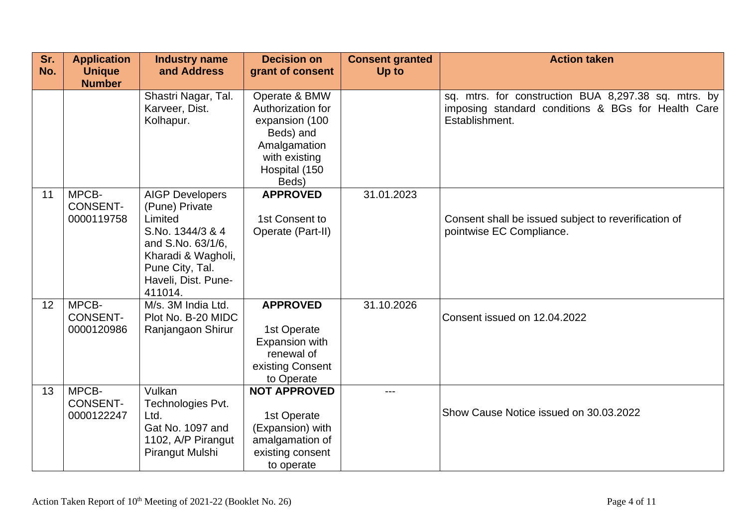| Sr. No. | Application Unique Number | Industry name and Address | Decision on grant of consent | Consent granted Up to | Action taken |
|---|---|---|---|---|---|
| | | Shastri Nagar, Tal. Karveer, Dist. Kolhapur. | Operate & BMW Authorization for expansion (100 Beds) and Amalgamation with existing Hospital (150 Beds) | | sq. mtrs. for construction BUA 8,297.38 sq. mtrs. by imposing standard conditions & BGs for Health Care Establishment. |
| 11 | MPCB-CONSENT-0000119758 | AIGP Developers (Pune) Private Limited S.No. 1344/3 & 4 and S.No. 63/1/6, Kharadi & Wagholi, Pune City, Tal. Haveli, Dist. Pune-411014. | **APPROVED** 1st Consent to Operate (Part-II) | 31.01.2023 | Consent shall be issued subject to reverification of pointwise EC Compliance. |
| 12 | MPCB-CONSENT-0000120986 | M/s. 3M India Ltd. Plot No. B-20 MIDC Ranjangaon Shirur | **APPROVED** 1st Operate Expansion with renewal of existing Consent to Operate | 31.10.2026 | Consent issued on 12.04.2022 |
| 13 | MPCB-CONSENT-0000122247 | Vulkan Technologies Pvt. Ltd. Gat No. 1097 and 1102, A/P Pirangut Pirangut Mulshi | **NOT APPROVED** 1st Operate (Expansion) with amalgamation of existing consent to operate | --- | Show Cause Notice issued on 30.03.2022 |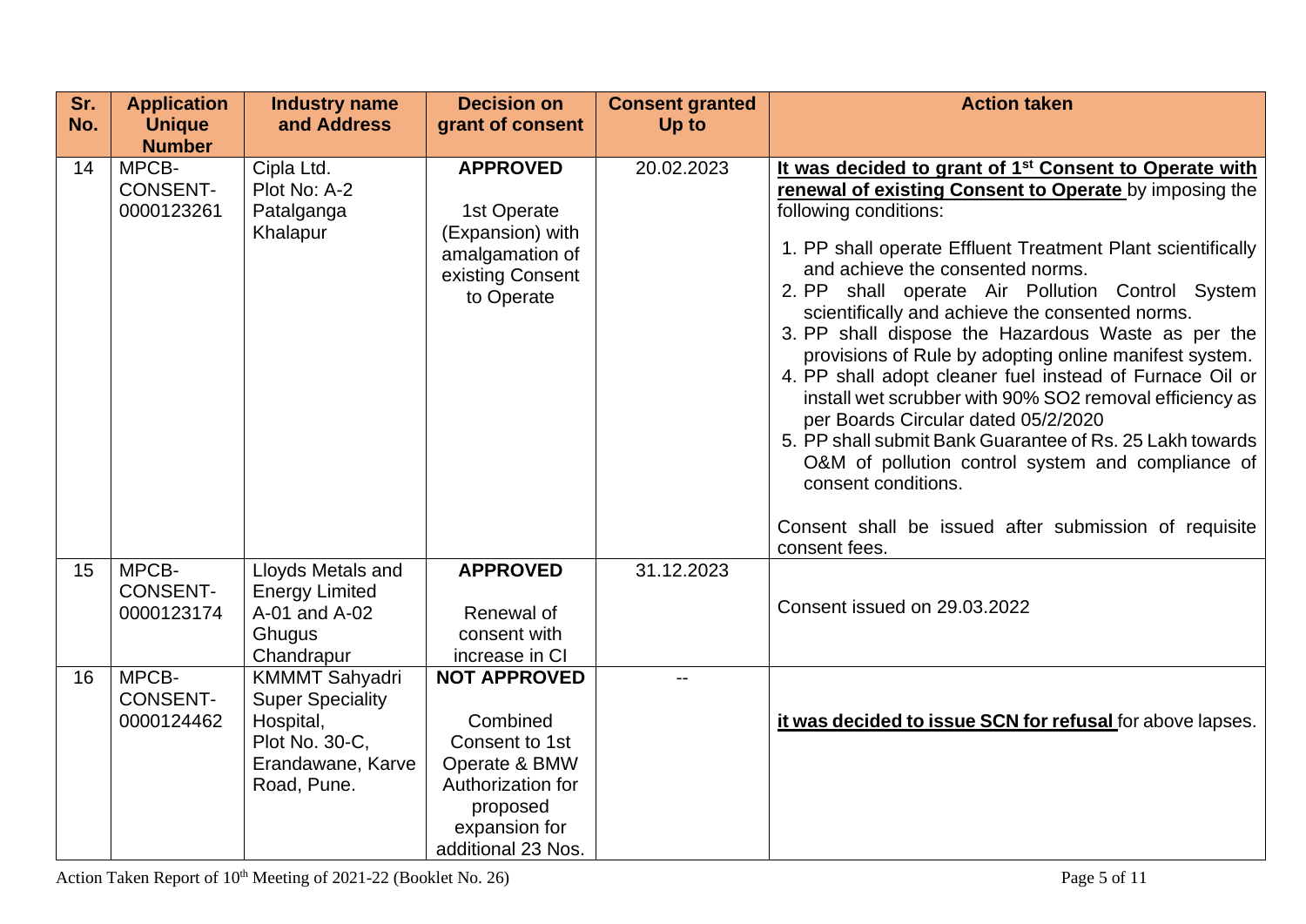| Sr. No. | Application Unique Number | Industry name and Address | Decision on grant of consent | Consent granted Up to | Action taken |
|---|---|---|---|---|---|
| 14 | MPCB-CONSENT-0000123261 | Cipla Ltd. Plot No: A-2 Patalganga Khalapur | **APPROVED** 1st Operate (Expansion) with amalgamation of existing Consent to Operate | 20.02.2023 | **It was decided to grant of 1st Consent to Operate with renewal of existing Consent to Operate** by imposing the following conditions: 1. PP shall operate Effluent Treatment Plant scientifically and achieve the consented norms. 2. PP shall operate Air Pollution Control System scientifically and achieve the consented norms. 3. PP shall dispose the Hazardous Waste as per the provisions of Rule by adopting online manifest system. 4. PP shall adopt cleaner fuel instead of Furnace Oil or install wet scrubber with 90% $SO_2$ removal efficiency as per Boards Circular dated 05/2/2020 5. PP shall submit Bank Guarantee of Rs. 25 Lakh towards O&M of pollution control system and compliance of consent conditions. Consent shall be issued after submission of requisite consent fees. |
| 15 | MPCB-CONSENT-0000123174 | Lloyds Metals and Energy Limited A-01 and A-02 Ghugus Chandrapur | **APPROVED** Renewal of consent with increase in CI | 31.12.2023 | Consent issued on 29.03.2022 |
| 16 | MPCB-CONSENT-0000124462 | KMMMT Sahyadri Super Speciality Hospital, Plot No. 30-C, Erandawane, Karve Road, Pune. | **NOT APPROVED** Combined Consent to 1st Operate & BMW Authorization for proposed expansion for additional 23 Nos. | -- | **it was decided to issue SCN for refusal** for above lapses. |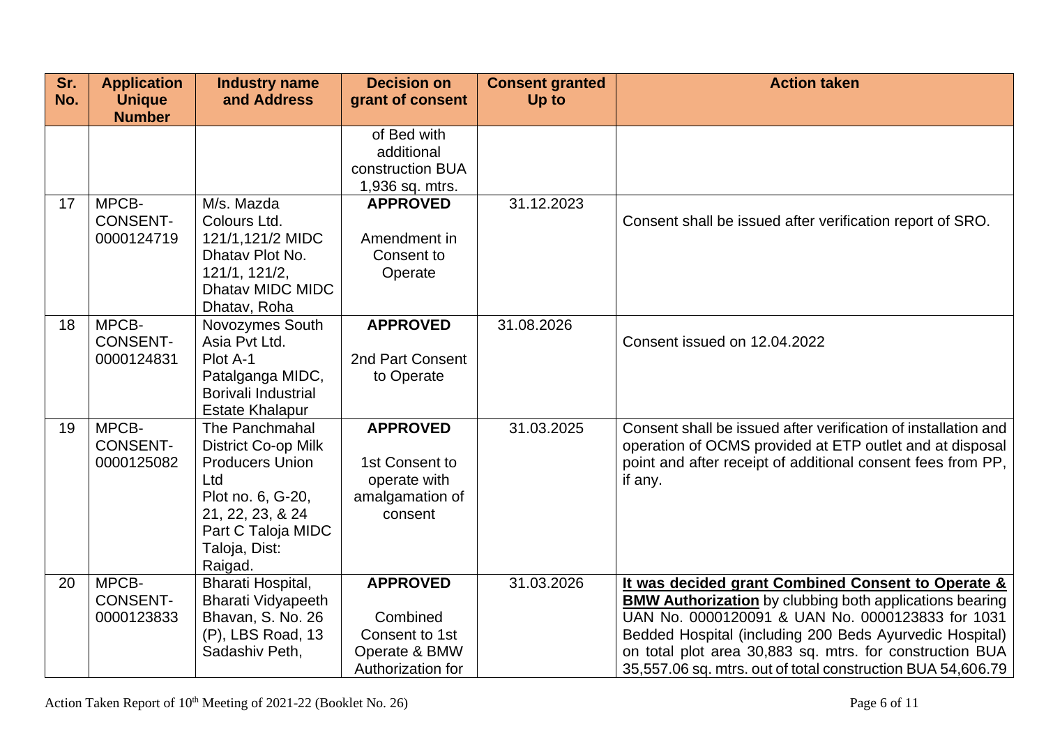| Sr. No. | Application Unique Number | Industry name and Address | Decision on grant of consent | Consent granted Up to | Action taken |
|---|---|---|---|---|---|
| | | | of Bed with additional construction BUA 1,936 sq. mtrs. | | |
| 17 | MPCB-CONSENT-0000124719 | M/s. Mazda Colours Ltd. 121/1,121/2 MIDC Dhatav Plot No. 121/1, 121/2, Dhatav MIDC MIDC Dhatav, Roha | **APPROVED** Amendment in Consent to Operate | 31.12.2023 | Consent shall be issued after verification report of SRO. |
| 18 | MPCB-CONSENT-0000124831 | Novozymes South Asia Pvt Ltd. Plot A-1 Patalganga MIDC, Borivali Industrial Estate Khalapur | **APPROVED** 2nd Part Consent to Operate | 31.08.2026 | Consent issued on 12.04.2022 |
| 19 | MPCB-CONSENT-0000125082 | The Panchmahal District Co-op Milk Producers Union Ltd Plot no. 6, G-20, 21, 22, 23, & 24 Part C Taloja MIDC Taloja, Dist: Raigad. | **APPROVED** 1st Consent to operate with amalgamation of consent | 31.03.2025 | Consent shall be issued after verification of installation and operation of OCMS provided at ETP outlet and at disposal point and after receipt of additional consent fees from PP, if any. |
| 20 | MPCB-CONSENT-0000123833 | Bharati Hospital, Bharati Vidyapeeth Bhavan, S. No. 26 (P), LBS Road, 13 Sadashiv Peth, | **APPROVED** Combined Consent to 1st Operate & BMW Authorization for | 31.03.2026 | **It was decided grant Combined Consent to Operate & BMW Authorization** by clubbing both applications bearing UAN No. 0000120091 & UAN No. 0000123833 for 1031 Bedded Hospital (including 200 Beds Ayurvedic Hospital) on total plot area 30,883 sq. mtrs. for construction BUA 35,557.06 sq. mtrs. out of total construction BUA 54,606.79 |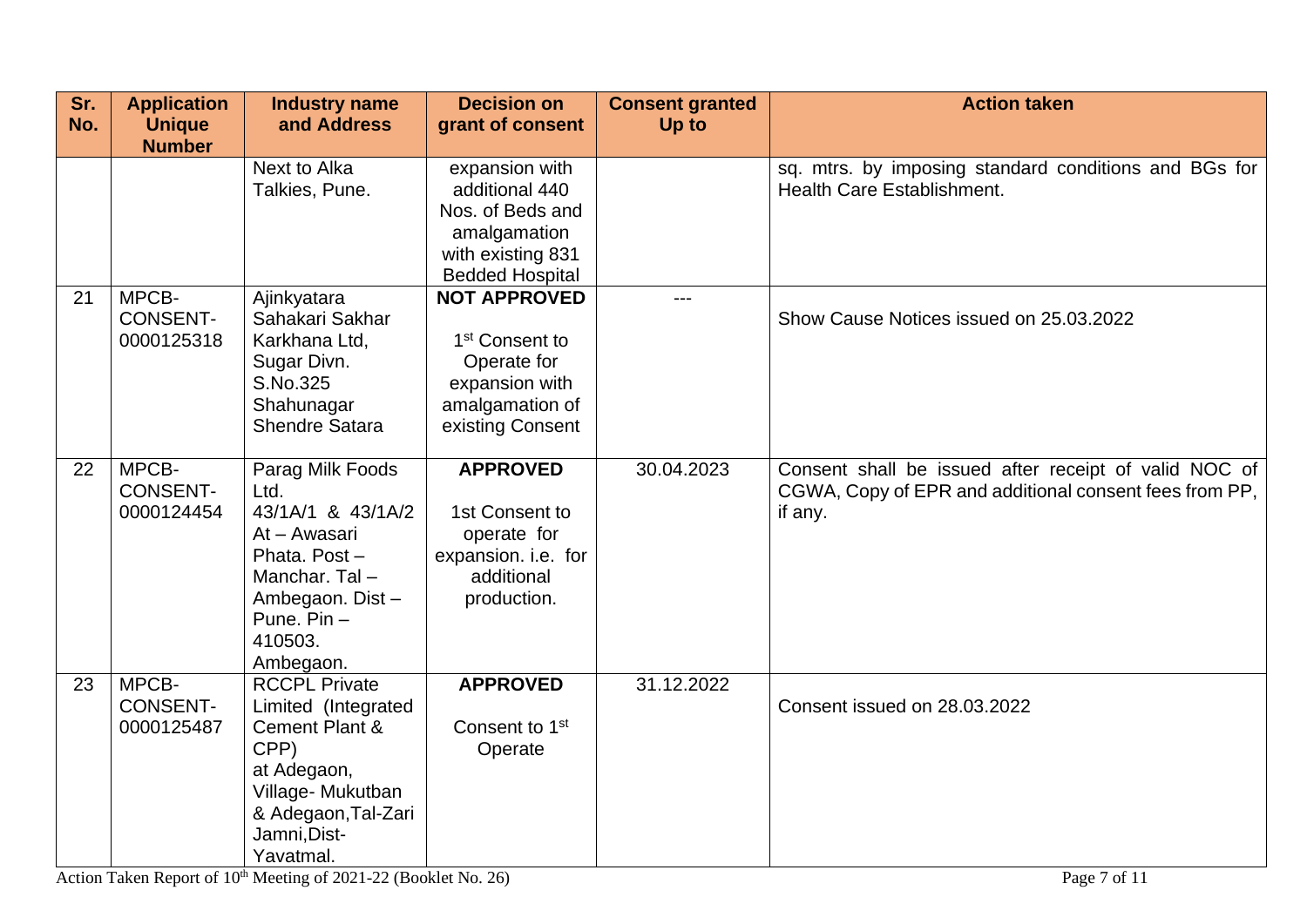| Sr. No. | Application Unique Number | Industry name and Address | Decision on grant of consent | Consent granted Up to | Action taken |
|---|---|---|---|---|---|
| | | Next to Alka Talkies, Pune. | expansion with additional 440 Nos. of Beds and amalgamation with existing 831 Bedded Hospital | | sq. mtrs. by imposing standard conditions and BGs for Health Care Establishment. |
| 21 | MPCB-CONSENT-0000125318 | Ajinkyatara Sahakari Sakhar Karkhana Ltd, Sugar Divn. S.No.325 Shahunagar Shendre Satara | **NOT APPROVED** 1st Consent to Operate for expansion with amalgamation of existing Consent | --- | Show Cause Notices issued on 25.03.2022 |
| 22 | MPCB-CONSENT-0000124454 | Parag Milk Foods Ltd. 43/1A/1 & 43/1A/2 At – Awasari Phata. Post – Manchar. Tal – Ambegaon. Dist – Pune. Pin – 410503. Ambegaon. | **APPROVED** 1st Consent to operate for expansion. i.e. for additional production. | 30.04.2023 | Consent shall be issued after receipt of valid NOC of CGWA, Copy of EPR and additional consent fees from PP, if any. |
| 23 | MPCB-CONSENT-0000125487 | RCCPL Private Limited (Integrated Cement Plant & CPP) at Adegaon, Village- Mukutban & Adegaon,Tal-Zari Jamni,Dist-Yavatmal. | **APPROVED** Consent to 1st Operate | 31.12.2022 | Consent issued on 28.03.2022 |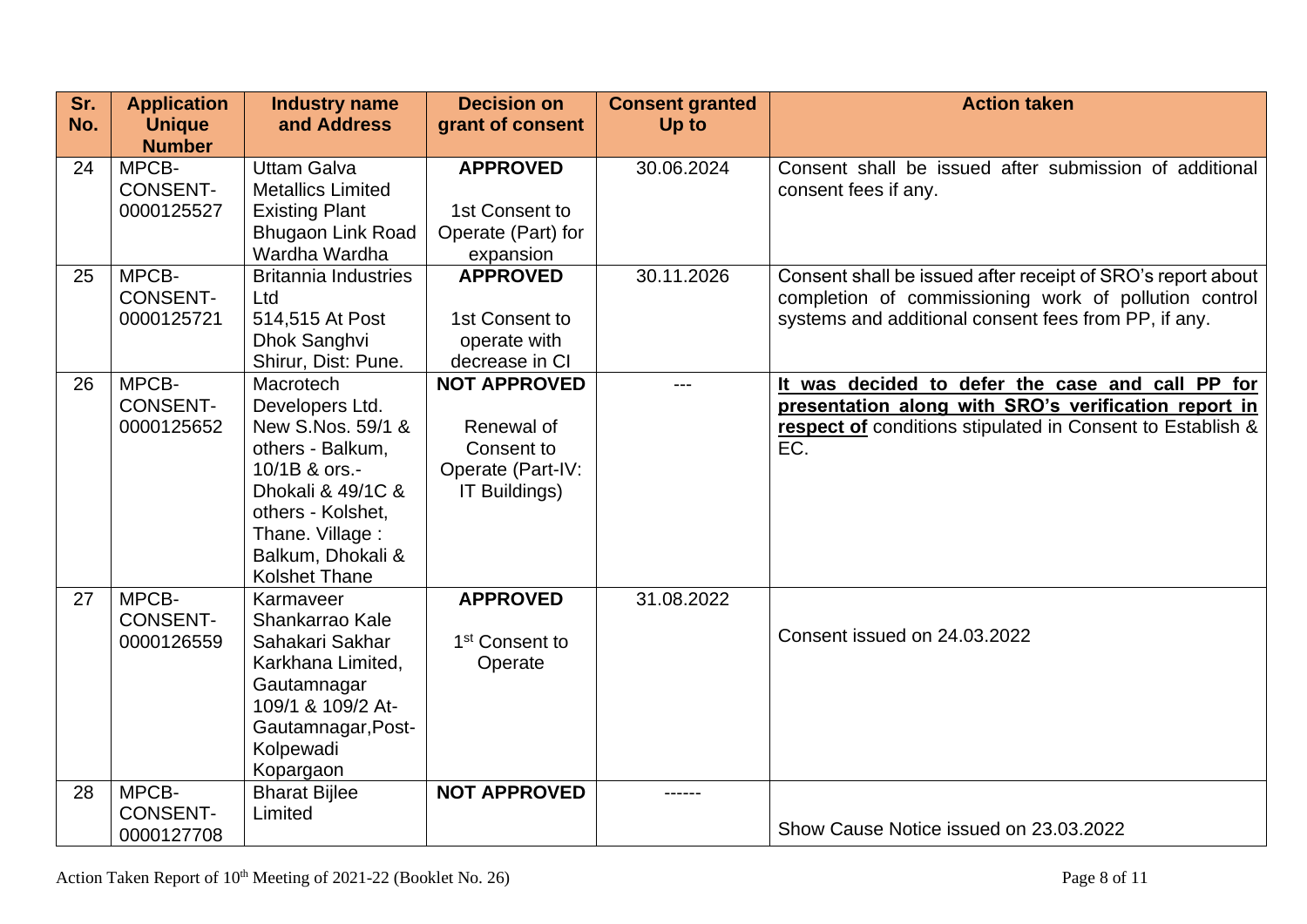| Sr. No. | Application Unique Number | Industry name and Address | Decision on grant of consent | Consent granted Up to | Action taken |
|---|---|---|---|---|---|
| 24 | MPCB-CONSENT-0000125527 | Uttam Galva Metallics Limited Existing Plant Bhugaon Link Road Wardha Wardha | **APPROVED** 1st Consent to Operate (Part) for expansion | 30.06.2024 | Consent shall be issued after submission of additional consent fees if any. |
| 25 | MPCB-CONSENT-0000125721 | Britannia Industries Ltd 514,515 At Post Dhok Sanghvi Shirur, Dist: Pune. | **APPROVED** 1st Consent to operate with decrease in CI | 30.11.2026 | Consent shall be issued after receipt of SRO's report about completion of commissioning work of pollution control systems and additional consent fees from PP, if any. |
| 26 | MPCB-CONSENT-0000125652 | Macrotech Developers Ltd. New S.Nos. 59/1 & others - Balkum, 10/1B & ors.- Dhokali & 49/1C & others - Kolshet, Thane. Village : Balkum, Dhokali & Kolshet Thane | **NOT APPROVED** Renewal of Consent to Operate (Part-IV: IT Buildings) | --- | **It was decided to defer the case and call PP for presentation along with SRO's verification report in respect of** conditions stipulated in Consent to Establish & EC. |
| 27 | MPCB-CONSENT-0000126559 | Karmaveer Shankarrao Kale Sahakari Sakhar Karkhana Limited, Gautamnagar 109/1 & 109/2 At-Gautamnagar,Post-Kolpewadi Kopargaon | **APPROVED** 1st Consent to Operate | 31.08.2022 | Consent issued on 24.03.2022 |
| 28 | MPCB-CONSENT-0000127708 | Bharat Bijlee Limited | **NOT APPROVED** | ------ | Show Cause Notice issued on 23.03.2022 |

Action Taken Report of 10th Meeting of 2021-22 (Booklet No. 26)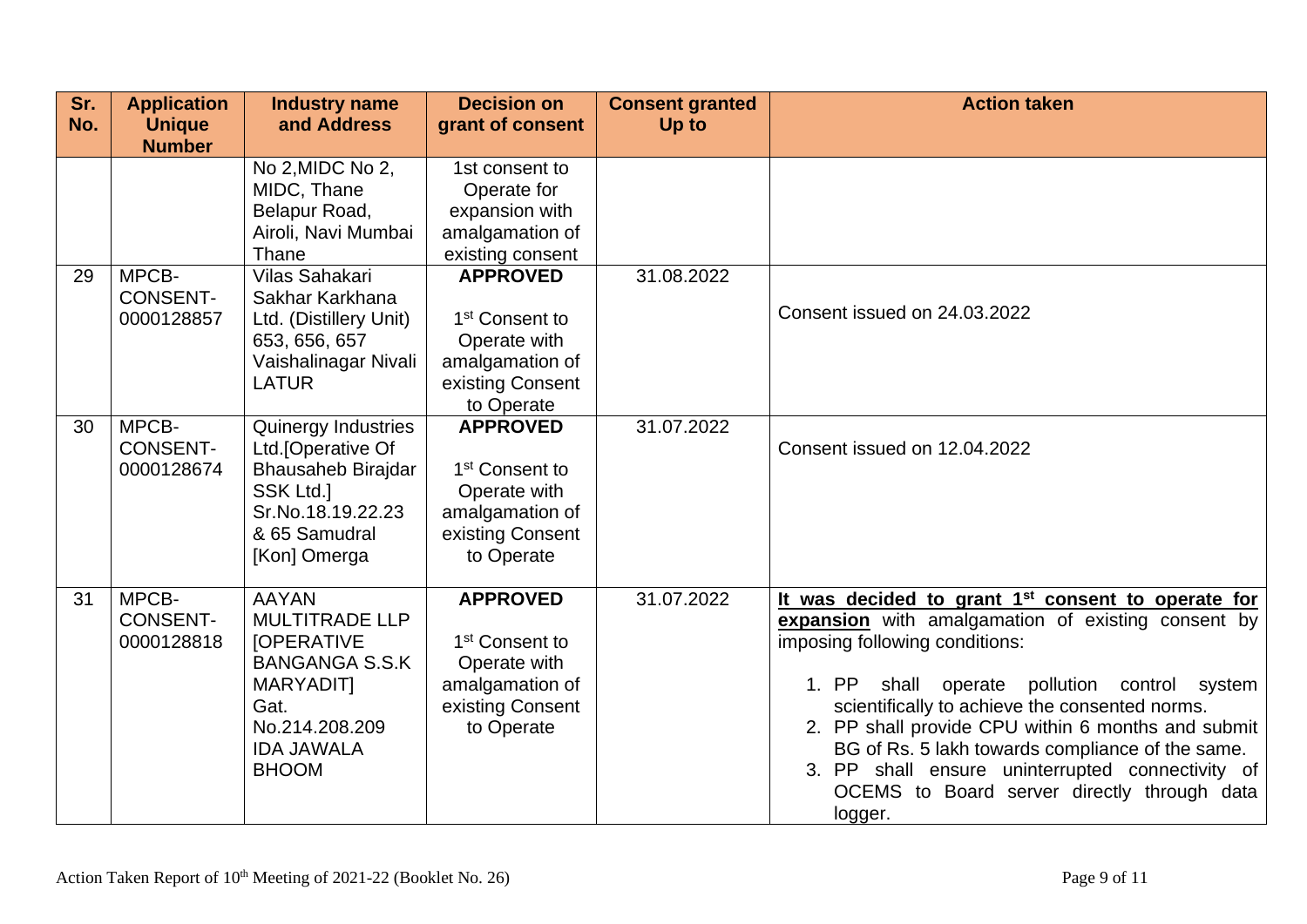| Sr. No. | Application Unique Number | Industry name and Address | Decision on grant of consent | Consent granted Up to | Action taken |
|---|---|---|---|---|---|
| | | No 2,MIDC No 2, MIDC, Thane Belapur Road, Airoli, Navi Mumbai Thane | 1st consent to Operate for expansion with amalgamation of existing consent | | |
| 29 | MPCB-CONSENT-0000128857 | Vilas Sahakari Sakhar Karkhana Ltd. (Distillery Unit) 653, 656, 657 Vaishalinagar Nivali LATUR | **APPROVED** 1st Consent to Operate with amalgamation of existing Consent to Operate | 31.08.2022 | Consent issued on 24.03.2022 |
| 30 | MPCB-CONSENT-0000128674 | Quinergy Industries Ltd.[Operative Of Bhausaheb Birajdar SSK Ltd.] Sr.No.18.19.22.23 & 65 Samudral [Kon] Omerga | **APPROVED** 1st Consent to Operate with amalgamation of existing Consent to Operate | 31.07.2022 | Consent issued on 12.04.2022 |
| 31 | MPCB-CONSENT-0000128818 | AAYAN MULTITRADE LLP [OPERATIVE BANGANGA S.S.K MARYADIT] Gat. No.214.208.209 IDA JAWALA BHOOM | **APPROVED** 1st Consent to Operate with amalgamation of existing Consent to Operate | 31.07.2022 | **It was decided to grant 1st consent to operate for expansion** with amalgamation of existing consent by imposing following conditions:<br>1. PP shall operate pollution control system scientifically to achieve the consented norms.<br>2. PP shall provide CPU within 6 months and submit BG of Rs. 5 lakh towards compliance of the same.<br>3. PP shall ensure uninterrupted connectivity of OCEMS to Board server directly through data logger. |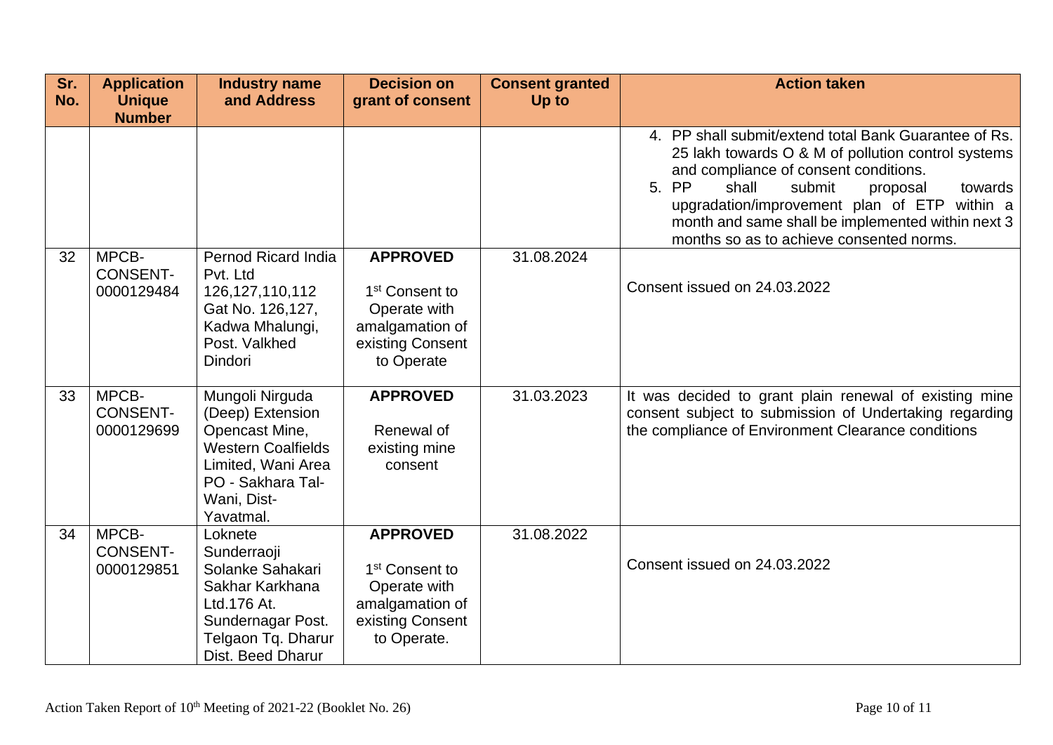| Sr. No. | Application Unique Number | Industry name and Address | Decision on grant of consent | Consent granted Up to | Action taken |
|---|---|---|---|---|---|
| | | | | | 4. PP shall submit/extend total Bank Guarantee of Rs. 25 lakh towards O & M of pollution control systems and compliance of consent conditions.<br>5. PP shall submit proposal towards upgradation/improvement plan of ETP within a month and same shall be implemented within next 3 months so as to achieve consented norms. |
| 32 | MPCB-CONSENT-0000129484 | Pernod Ricard India Pvt. Ltd 126,127,110,112 Gat No. 126,127, Kadwa Mhalungi, Post. Valkhed Dindori | **APPROVED**<br>1st Consent to Operate with amalgamation of existing Consent to Operate | 31.08.2024 | Consent issued on 24.03.2022 |
| 33 | MPCB-CONSENT-0000129699 | Mungoli Nirguda (Deep) Extension Opencast Mine, Western Coalfields Limited, Wani Area PO - Sakhara Tal-Wani, Dist-Yavatmal. | **APPROVED**<br>Renewal of existing mine consent | 31.03.2023 | It was decided to grant plain renewal of existing mine consent subject to submission of Undertaking regarding the compliance of Environment Clearance conditions |
| 34 | MPCB-CONSENT-0000129851 | Loknete Sunderraoji Solanke Sahakari Sakhar Karkhana Ltd.176 At. Sundernagar Post. Telgaon Tq. Dharur Dist. Beed Dharur | **APPROVED**<br>1st Consent to Operate with amalgamation of existing Consent to Operate. | 31.08.2022 | Consent issued on 24.03.2022 |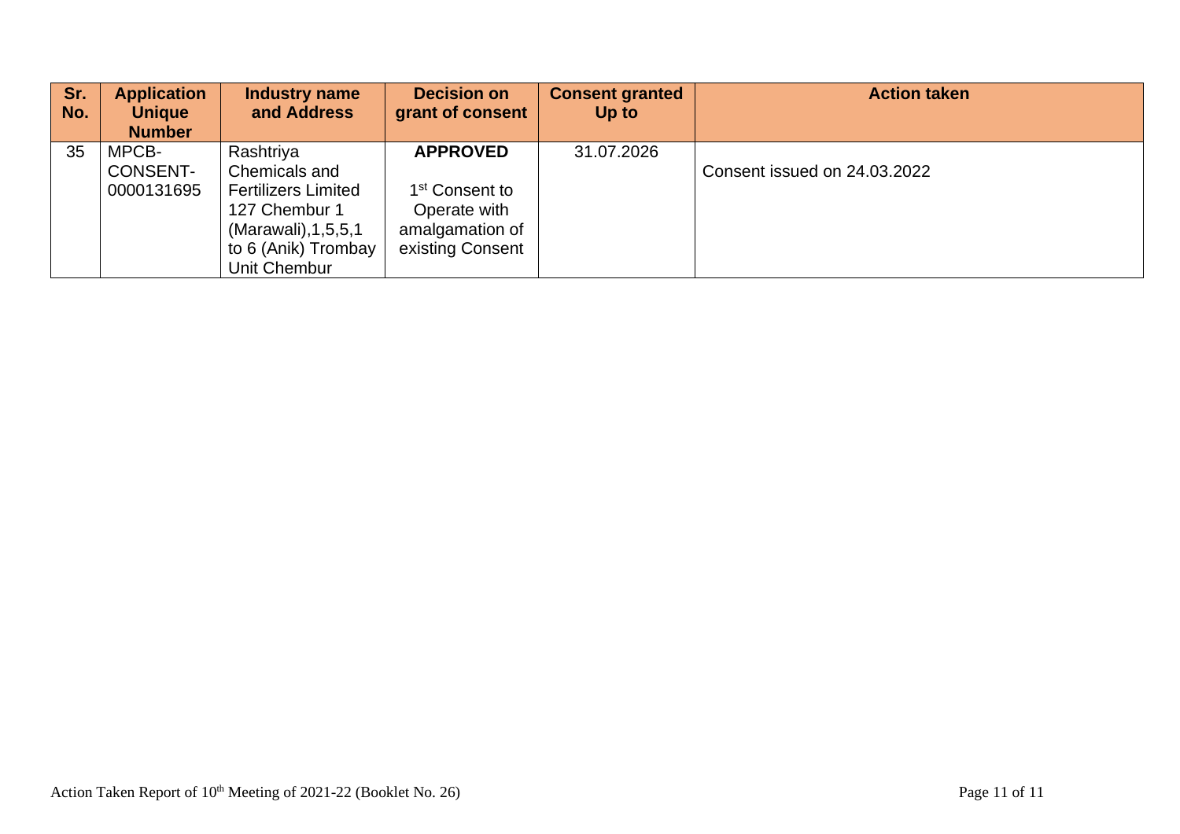| Sr. No. | Application Unique Number | Industry name and Address | Decision on grant of consent | Consent granted Up to | Action taken |
|---|---|---|---|---|---|
| 35 | MPCB-CONSENT-0000131695 | Rashtriya Chemicals and Fertilizers Limited 127 Chembur 1 (Marawali),1,5,5,1 to 6 (Anik) Trombay Unit Chembur | **APPROVED** 1st Consent to Operate with amalgamation of existing Consent | 31.07.2026 | Consent issued on 24.03.2022 |